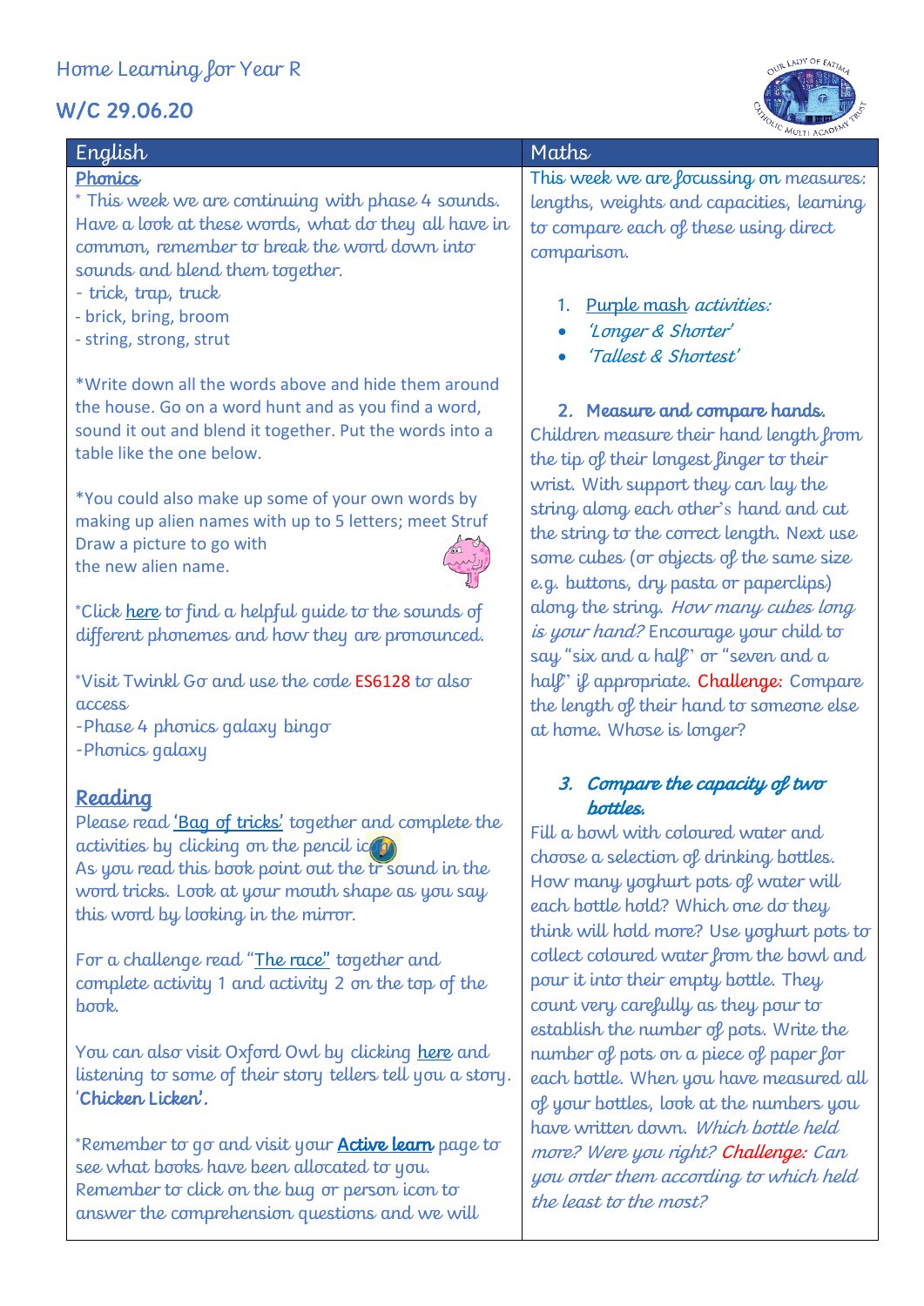# Home Learning for Year R

## W/C 29.06.20

## English

### Phonics

* This week we are continuing with phase 4 sounds. Have a look at these words, what do they all have in common, remember to break the word down into sounds and blend them together.

- trick, trap, truck
- brick, bring, broom
- string, strong, strut

*Write down all the words above and hide them around the house. Go on a word hunt and as you find a word, sound it out and blend it together. Put the words into a table like the one below.

*You could also make up some of your own words by making up alien names with up to 5 letters; meet Struf Draw a picture to go with the new alien name.

*Click here to find a helpful guide to the sounds of different phonemes and how they are pronounced.

*Visit Twinkl Go and use the code ES6128 to also access

-Phase 4 phonics galaxy bingo
-Phonics galaxy

### Reading

Please read 'Bag of tricks' together and complete the activities by clicking on the pencil icon.
As you read this book point out the tr sound in the word tricks. Look at your mouth shape as you say this word by looking in the mirror.

For a challenge read "The race" together and complete activity 1 and activity 2 on the top of the book.

You can also visit Oxford Owl by clicking here and listening to some of their story tellers tell you a story. '**Chicken Licken**'.

*Remember to go and visit your **Active learn** page to see what books have been allocated to you. Remember to click on the bug or person icon to answer the comprehension questions and we will

## Maths

This week we are focussing on measures: lengths, weights and capacities, learning to compare each of these using direct comparison.

1. Purple mash *activities:*
   - *'Longer & Shorter'*
   - *'Tallest & Shortest'*

2. **Measure and compare hands.**

Children measure their hand length from the tip of their longest finger to their wrist. With support they can lay the string along each other's hand and cut the string to the correct length. Next use some cubes (or objects of the same size e.g. buttons, dry pasta or paperclips) along the string. *How many cubes long is your hand?* Encourage your child to say "six and a half" or "seven and a half" if appropriate. Challenge: Compare the length of their hand to someone else at home. Whose is longer?

3. ***Compare the capacity of two bottles.***

Fill a bowl with coloured water and choose a selection of drinking bottles. How many yoghurt pots of water will each bottle hold? Which one do they think will hold more? Use yoghurt pots to collect coloured water from the bowl and pour it into their empty bottle. They count very carefully as they pour to establish the number of pots. Write the number of pots on a piece of paper for each bottle. When you have measured all of your bottles, look at the numbers you have written down. *Which bottle held more? Were you right? Challenge: Can you order them according to which held the least to the most?*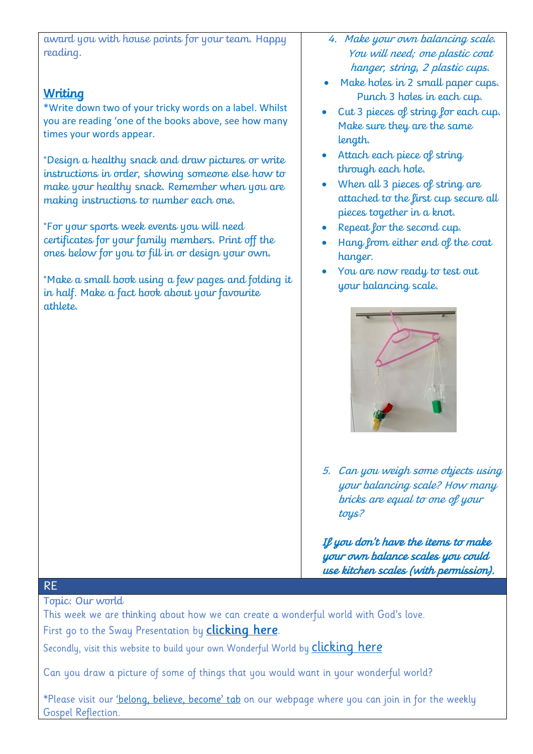award you with house points for your team. Happy reading.

## Writing

*Write down two of your tricky words on a label. Whilst you are reading 'one of the books above, see how many times your words appear.

*Design a healthy snack and draw pictures or write instructions in order, showing someone else how to make your healthy snack. Remember when you are making instructions to number each one.

*For your sports week events you will need certificates for your family members. Print off the ones below for you to fill in or design your own.

*Make a small book using a few pages and folding it in half. Make a fact book about your favourite athlete.

4. *Make your own balancing scale. You will need; one plastic coat hanger, string, 2 plastic cups.*

- Make holes in 2 small paper cups. Punch 3 holes in each cup.
- Cut 3 pieces of string for each cup. Make sure they are the same length.
- Attach each piece of string through each hole.
- When all 3 pieces of string are attached to the first cup secure all pieces together in a knot.
- Repeat for the second cup.
- Hang from either end of the coat hanger.
- You are now ready to test out your balancing scale.

5. *Can you weigh some objects using your balancing scale? How many bricks are equal to one of your toys?*

***If you don't have the items to make your own balance scales you could use kitchen scales (with permission).***

## RE

Topic: Our world

This week we are thinking about how we can create a wonderful world with God's love.

First go to the Sway Presentation by clicking here.

Secondly, visit this website to build your own Wonderful World by clicking here

Can you draw a picture of some of things that you would want in your wonderful world?

*Please visit our 'belong, believe, become' tab on our webpage where you can join in for the weekly Gospel Reflection.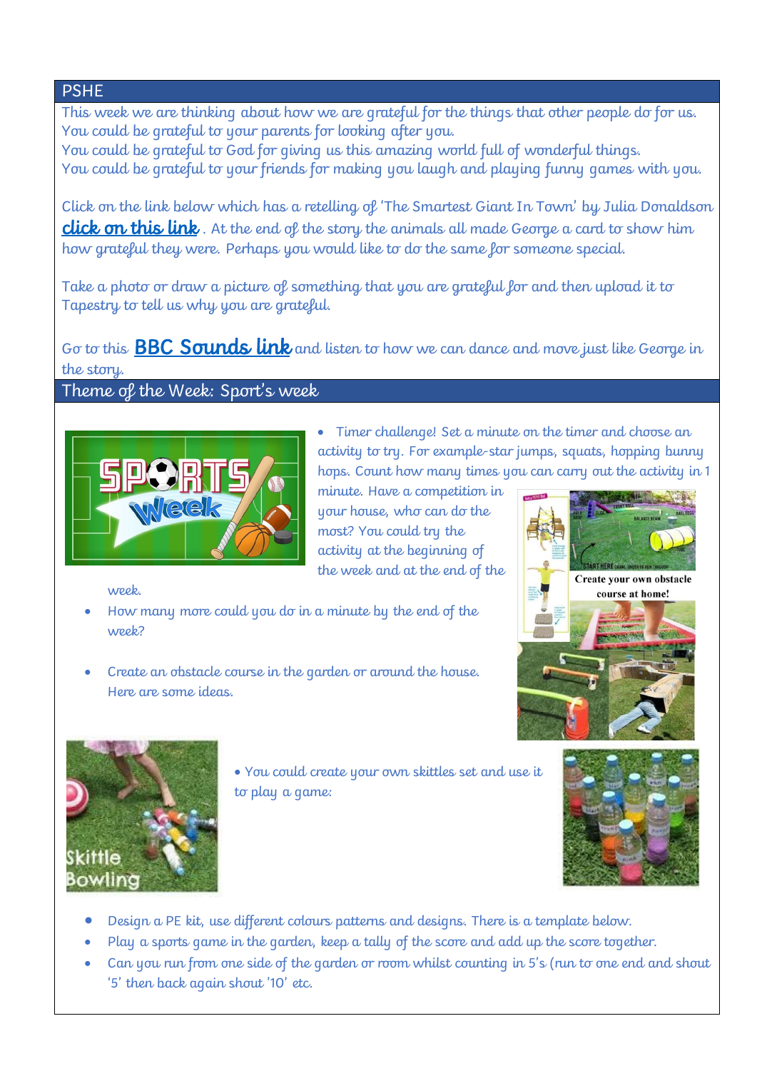## PSHE

This week we are thinking about how we are grateful for the things that other people do for us.
You could be grateful to your parents for looking after you.
You could be grateful to God for giving us this amazing world full of wonderful things.
You could be grateful to your friends for making you laugh and playing funny games with you.

Click on the link below which has a retelling of 'The Smartest Giant In Town' by Julia Donaldson **click on this link**. At the end of the story the animals all made George a card to show him how grateful they were. Perhaps you would like to do the same for someone special.

Take a photo or draw a picture of something that you are grateful for and then upload it to Tapestry to tell us why you are grateful.

Go to this **BBC Sounds link** and listen to how we can dance and move just like George in the story.

## Theme of the Week: Sport's week

- Timer challenge! Set a minute on the timer and choose an activity to try. For example-star jumps, squats, hopping bunny hops. Count how many times you can carry out the activity in 1 minute. Have a competition in your house, who can do the most? You could try the activity at the beginning of the week and at the end of the week.
- How many more could you do in a minute by the end of the week?
- Create an obstacle course in the garden or around the house. Here are some ideas.

Create your own obstacle course at home!

- You could create your own skittles set and use it to play a game:

Skittle Bowling

- Design a PE kit, use different colours patterns and designs. There is a template below.
- Play a sports game in the garden, keep a tally of the score and add up the score together.
- Can you run from one side of the garden or room whilst counting in 5's (run to one end and shout '5' then back again shout '10' etc.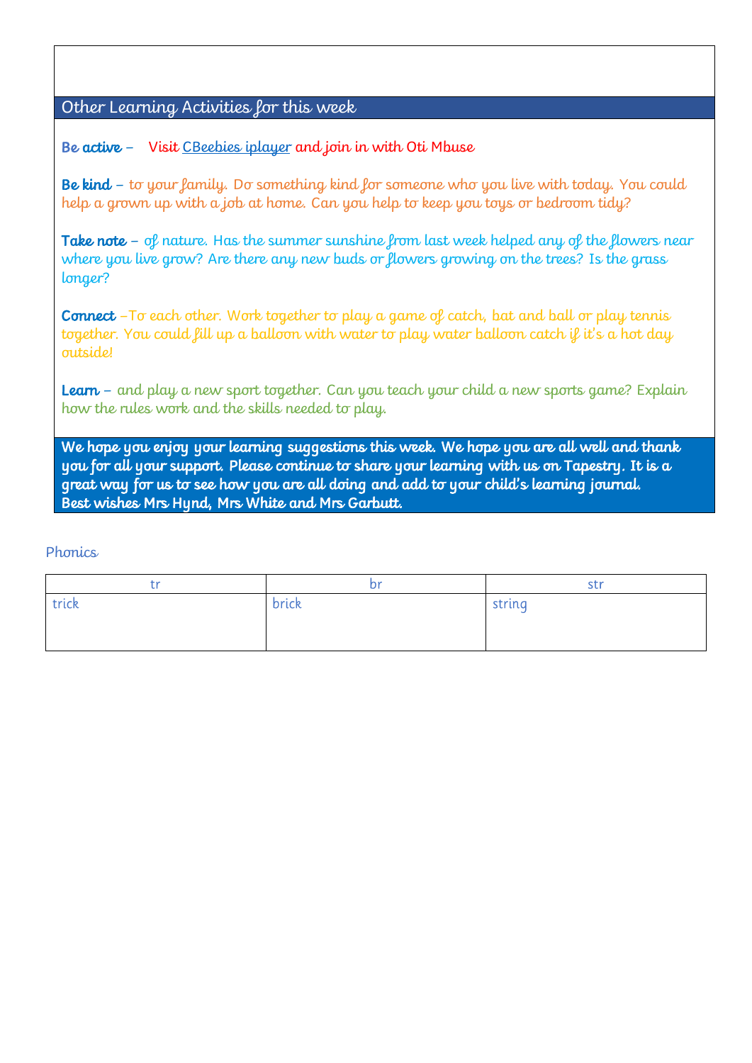## Other Learning Activities for this week

**Be active** – Visit CBeebies iplayer and join in with Oti Mbuse

**Be kind** – to your family. Do something kind for someone who you live with today. You could help a grown up with a job at home. Can you help to keep you toys or bedroom tidy?

**Take note** – of nature. Has the summer sunshine from last week helped any of the flowers near where you live grow? Are there any new buds or flowers growing on the trees? Is the grass longer?

**Connect** –To each other. Work together to play a game of catch, bat and ball or play tennis together. You could fill up a balloon with water to play water balloon catch if it's a hot day outside!

**Learn** – and play a new sport together. Can you teach your child a new sports game? Explain how the rules work and the skills needed to play.

**We hope you enjoy your learning suggestions this week. We hope you are all well and thank you for all your support. Please continue to share your learning with us on Tapestry. It is a great way for us to see how you are all doing and add to your child's learning journal.**
**Best wishes Mrs Hynd, Mrs White and Mrs Garbutt.**

Phonics

| tr | br | str |
|---|---|---|
| trick | brick | string |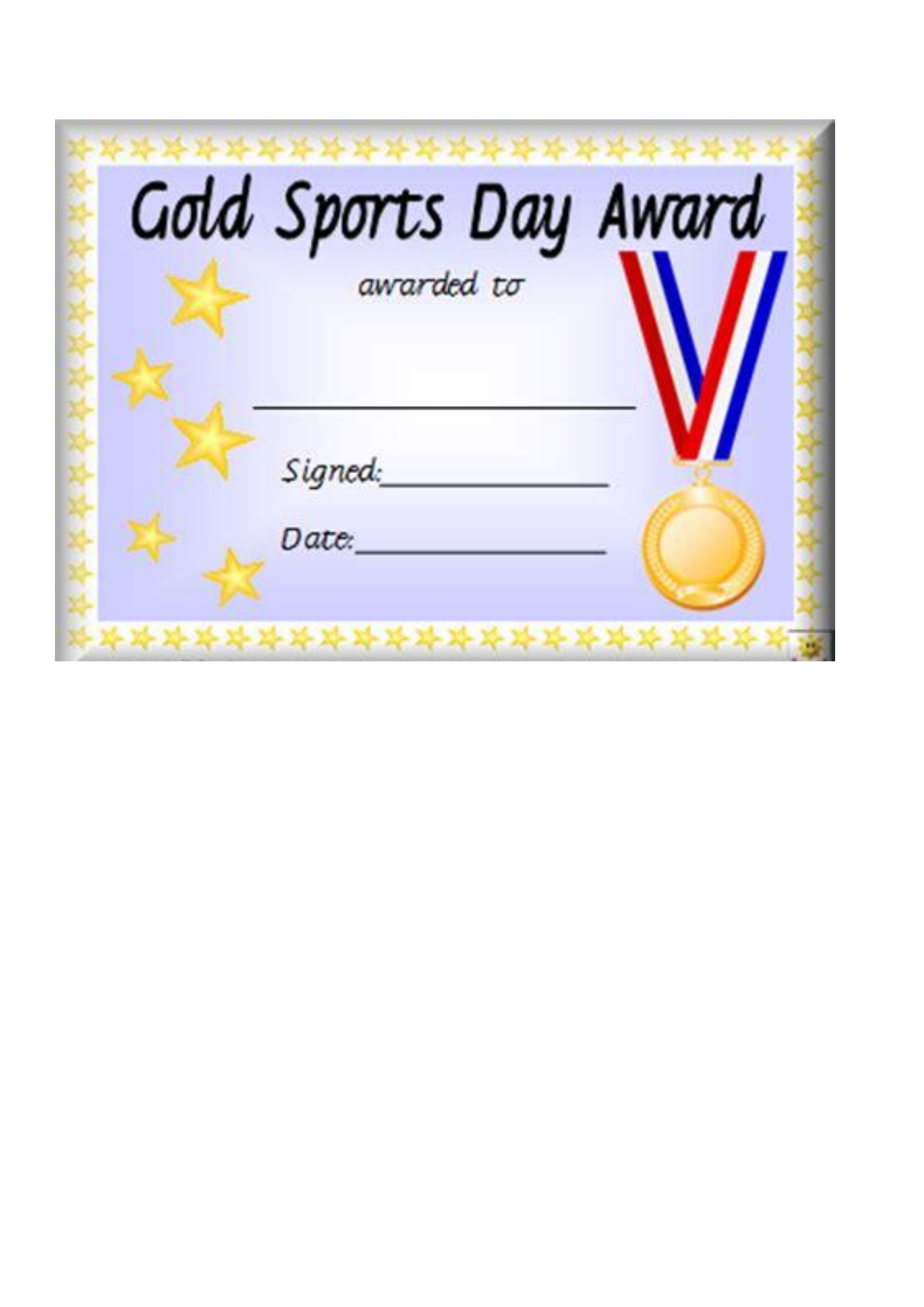# Gold Sports Day Award

awarded to

\_\_\_\_\_\_\_\_\_\_\_\_\_\_\_\_\_\_\_\_\_\_\_\_\_\_\_\_

Signed:\_\_\_\_\_\_\_\_\_\_\_\_\_\_\_\_

Date:\_\_\_\_\_\_\_\_\_\_\_\_\_\_\_\_\_\_